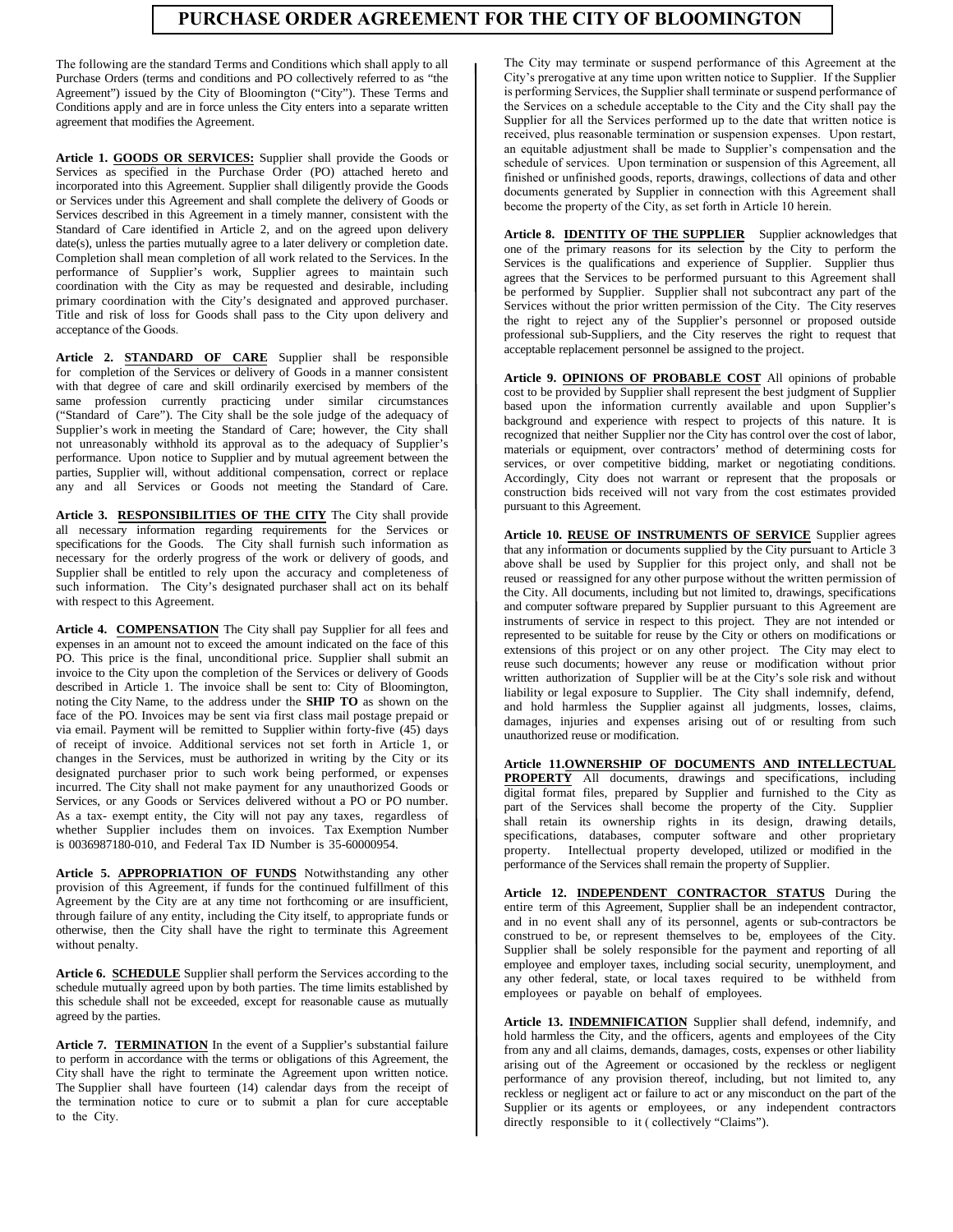# PURCHASE ORDER AGREEMENT FOR THE CITY OF BLOOMINGTON

The following are the standard Terms and Conditions which shall apply to all Purchase Orders (terms and conditions and PO collectively referred to as "the Agreement") issued by the City of Bloomington ("City"). These Terms and Conditions apply and are in force unless the City enters into a separate written agreement that modifies the Agreement.

**Article 1. GOODS OR SERVICES:** Supplier shall provide the Goods or Services as specified in the Purchase Order (PO) attached hereto and incorporated into this Agreement. Supplier shall diligently provide the Goods or Services under this Agreement and shall complete the delivery of Goods or Services described in this Agreement in a timely manner, consistent with the Standard of Care identified in Article 2, and on the agreed upon delivery date(s), unless the parties mutually agree to a later delivery or completion date. Completion shall mean completion of all work related to the Services. In the performance of Supplier's work, Supplier agrees to maintain such coordination with the City as may be requested and desirable, including primary coordination with the City's designated and approved purchaser. Title and risk of loss for Goods shall pass to the City upon delivery and acceptance of the Goods.

**Article 2. STANDARD OF CARE** Supplier shall be responsible for completion of the Services or delivery of Goods in a manner consistent with that degree of care and skill ordinarily exercised by members of the same profession currently practicing under similar circumstances ("Standard of Care"). The City shall be the sole judge of the adequacy of Supplier's work in meeting the Standard of Care; however, the City shall not unreasonably withhold its approval as to the adequacy of Supplier's performance. Upon notice to Supplier and by mutual agreement between the parties, Supplier will, without additional compensation, correct or replace any and all Services or Goods not meeting the Standard of Care.

**Article 3. RESPONSIBILITIES OF THE CITY** The City shall provide all necessary information regarding requirements for the Services or specifications for the Goods. The City shall furnish such information as necessary for the orderly progress of the work or delivery of goods, and Supplier shall be entitled to rely upon the accuracy and completeness of such information. The City's designated purchaser shall act on its behalf with respect to this Agreement.

**Article 4. COMPENSATION** The City shall pay Supplier for all fees and expenses in an amount not to exceed the amount indicated on the face of this PO. This price is the final, unconditional price. Supplier shall submit an invoice to the City upon the completion of the Services or delivery of Goods described in Article 1. The invoice shall be sent to: City of Bloomington, noting the City Name, to the address under the **SHIP TO** as shown on the face of the PO. Invoices may be sent via first class mail postage prepaid or via email. Payment will be remitted to Supplier within forty-five (45) days of receipt of invoice. Additional services not set forth in Article 1, or changes in the Services, must be authorized in writing by the City or its designated purchaser prior to such work being performed, or expenses incurred. The City shall not make payment for any unauthorized Goods or Services, or any Goods or Services delivered without a PO or PO number. As a tax- exempt entity, the City will not pay any taxes, regardless of whether Supplier includes them on invoices. Tax Exemption Number is 0036987180-010, and Federal Tax ID Number is 35-60000954.

**Article 5. APPROPRIATION OF FUNDS** Notwithstanding any other provision of this Agreement, if funds for the continued fulfillment of this Agreement by the City are at any time not forthcoming or are insufficient, through failure of any entity, including the City itself, to appropriate funds or otherwise, then the City shall have the right to terminate this Agreement without penalty.

**Article 6. SCHEDULE** Supplier shall perform the Services according to the schedule mutually agreed upon by both parties. The time limits established by this schedule shall not be exceeded, except for reasonable cause as mutually agreed by the parties.

**Article 7. TERMINATION** In the event of a Supplier's substantial failure to perform in accordance with the terms or obligations of this Agreement, the City shall have the right to terminate the Agreement upon written notice. The Supplier shall have fourteen (14) calendar days from the receipt of the termination notice to cure or to submit a plan for cure acceptable to the City.

The City may terminate or suspend performance of this Agreement at the City's prerogative at any time upon written notice to Supplier. If the Supplier is performing Services, the Supplier shall terminate or suspend performance of the Services on a schedule acceptable to the City and the City shall pay the Supplier for all the Services performed up to the date that written notice is received, plus reasonable termination or suspension expenses. Upon restart, an equitable adjustment shall be made to Supplier's compensation and the schedule of services. Upon termination or suspension of this Agreement, all finished or unfinished goods, reports, drawings, collections of data and other documents generated by Supplier in connection with this Agreement shall become the property of the City, as set forth in Article 10 herein.

**Article 8. IDENTITY OF THE SUPPLIER** Supplier acknowledges that one of the primary reasons for its selection by the City to perform the Services is the qualifications and experience of Supplier. Supplier thus agrees that the Services to be performed pursuant to this Agreement shall be performed by Supplier. Supplier shall not subcontract any part of the Services without the prior written permission of the City. The City reserves the right to reject any of the Supplier's personnel or proposed outside professional sub-Suppliers, and the City reserves the right to request that acceptable replacement personnel be assigned to the project.

**Article 9. OPINIONS OF PROBABLE COST** All opinions of probable cost to be provided by Supplier shall represent the best judgment of Supplier based upon the information currently available and upon Supplier's background and experience with respect to projects of this nature. It is recognized that neither Supplier nor the City has control over the cost of labor, materials or equipment, over contractors' method of determining costs for services, or over competitive bidding, market or negotiating conditions. Accordingly, City does not warrant or represent that the proposals or construction bids received will not vary from the cost estimates provided pursuant to this Agreement.

**Article 10. REUSE OF INSTRUMENTS OF SERVICE** Supplier agrees that any information or documents supplied by the City pursuant to Article 3 above shall be used by Supplier for this project only, and shall not be reused or reassigned for any other purpose without the written permission of the City. All documents, including but not limited to, drawings, specifications and computer software prepared by Supplier pursuant to this Agreement are instruments of service in respect to this project. They are not intended or represented to be suitable for reuse by the City or others on modifications or extensions of this project or on any other project. The City may elect to reuse such documents; however any reuse or modification without prior written authorization of Supplier will be at the City's sole risk and without liability or legal exposure to Supplier. The City shall indemnify, defend, and hold harmless the Supplier against all judgments, losses, claims, damages, injuries and expenses arising out of or resulting from such unauthorized reuse or modification.

**Article 11. OWNERSHIP OF DOCUMENTS AND INTELLECTUAL PROPERTY** All documents, drawings and specifications, including digital format files, prepared by Supplier and furnished to the City as part of the Services shall become the property of the City. Supplier shall retain its ownership rights in its design, drawing details, specifications, databases, computer software and other proprietary property. Intellectual property developed, utilized or modified in the performance of the Services shall remain the property of Supplier.

**Article 12. INDEPENDENT CONTRACTOR STATUS** During the entire term of this Agreement, Supplier shall be an independent contractor, and in no event shall any of its personnel, agents or sub-contractors be construed to be, or represent themselves to be, employees of the City. Supplier shall be solely responsible for the payment and reporting of all employee and employer taxes, including social security, unemployment, and any other federal, state, or local taxes required to be withheld from employees or payable on behalf of employees.

**Article 13. INDEMNIFICATION** Supplier shall defend, indemnify, and hold harmless the City, and the officers, agents and employees of the City from any and all claims, demands, damages, costs, expenses or other liability arising out of the Agreement or occasioned by the reckless or negligent performance of any provision thereof, including, but not limited to, any reckless or negligent act or failure to act or any misconduct on the part of the Supplier or its agents or employees, or any independent contractors directly responsible to it ( collectively "Claims").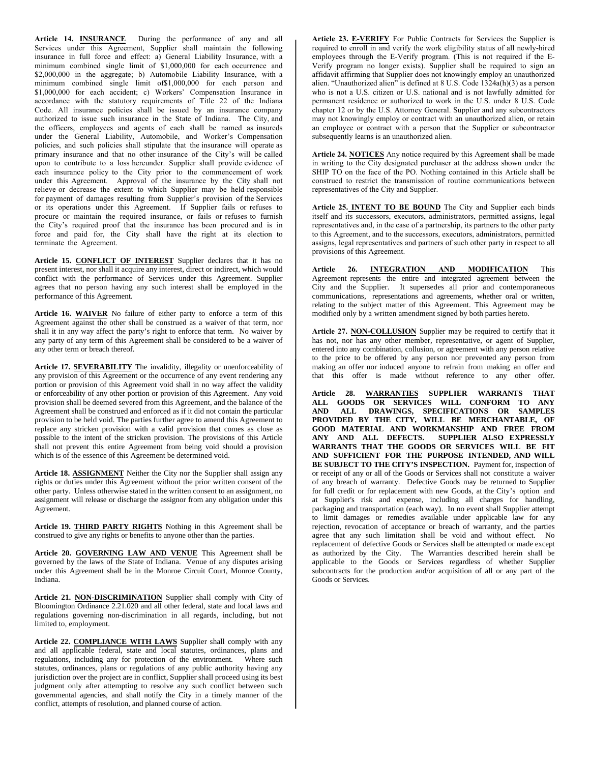**Article 14. INSURANCE** During the performance of any and all Services under this Agreement, Supplier shall maintain the following insurance in full force and effect: a) General Liability Insurance, with a minimum combined single limit of $1,000,000 for each occurrence and $2,000,000 in the aggregate; b) Automobile Liability Insurance, with a minimum combined single limit of$1,000,000 for each person and $1,000,000 for each accident; c) Workers' Compensation Insurance in accordance with the statutory requirements of Title 22 of the Indiana Code. All insurance policies shall be issued by an insurance company authorized to issue such insurance in the State of Indiana. The City, and the officers, employees and agents of each shall be named as insureds under the General Liability, Automobile, and Worker's Compensation policies, and such policies shall stipulate that the insurance will operate as primary insurance and that no other insurance of the City's will be called upon to contribute to a loss hereunder. Supplier shall provide evidence of each insurance policy to the City prior to the commencement of work under this Agreement. Approval of the insurance by the City shall not relieve or decrease the extent to which Supplier may be held responsible for payment of damages resulting from Supplier's provision of the Services or its operations under this Agreement. If Supplier fails or refuses to procure or maintain the required insurance, or fails or refuses to furnish the City's required proof that the insurance has been procured and is in force and paid for, the City shall have the right at its election to terminate the Agreement.

**Article 15. CONFLICT OF INTEREST** Supplier declares that it has no present interest, nor shall it acquire any interest, direct or indirect, which would conflict with the performance of Services under this Agreement. Supplier agrees that no person having any such interest shall be employed in the performance of this Agreement.

**Article 16. WAIVER** No failure of either party to enforce a term of this Agreement against the other shall be construed as a waiver of that term, nor shall it in any way affect the party's right to enforce that term. No waiver by any party of any term of this Agreement shall be considered to be a waiver of any other term or breach thereof.

**Article 17. SEVERABILITY** The invalidity, illegality or unenforceability of any provision of this Agreement or the occurrence of any event rendering any portion or provision of this Agreement void shall in no way affect the validity or enforceability of any other portion or provision of this Agreement. Any void provision shall be deemed severed from this Agreement, and the balance of the Agreement shall be construed and enforced as if it did not contain the particular provision to be held void. The parties further agree to amend this Agreement to replace any stricken provision with a valid provision that comes as close as possible to the intent of the stricken provision. The provisions of this Article shall not prevent this entire Agreement from being void should a provision which is of the essence of this Agreement be determined void.

**Article 18. ASSIGNMENT** Neither the City nor the Supplier shall assign any rights or duties under this Agreement without the prior written consent of the other party. Unless otherwise stated in the written consent to an assignment, no assignment will release or discharge the assignor from any obligation under this Agreement.

**Article 19. THIRD PARTY RIGHTS** Nothing in this Agreement shall be construed to give any rights or benefits to anyone other than the parties.

**Article 20. GOVERNING LAW AND VENUE** This Agreement shall be governed by the laws of the State of Indiana. Venue of any disputes arising under this Agreement shall be in the Monroe Circuit Court, Monroe County, Indiana.

**Article 21. NON-DISCRIMINATION** Supplier shall comply with City of Bloomington Ordinance 2.21.020 and all other federal, state and local laws and regulations governing non-discrimination in all regards, including, but not limited to, employment.

**Article 22. COMPLIANCE WITH LAWS** Supplier shall comply with any and all applicable federal, state and local statutes, ordinances, plans and regulations, including any for protection of the environment. Where such statutes, ordinances, plans or regulations of any public authority having any jurisdiction over the project are in conflict, Supplier shall proceed using its best judgment only after attempting to resolve any such conflict between such governmental agencies, and shall notify the City in a timely manner of the conflict, attempts of resolution, and planned course of action.

**Article 23. E-VERIFY** For Public Contracts for Services the Supplier is required to enroll in and verify the work eligibility status of all newly-hired employees through the E-Verify program. (This is not required if the E-Verify program no longer exists). Supplier shall be required to sign an affidavit affirming that Supplier does not knowingly employ an unauthorized alien. "Unauthorized alien" is defined at 8 U.S. Code 1324a(h)(3) as a person who is not a U.S. citizen or U.S. national and is not lawfully admitted for permanent residence or authorized to work in the U.S. under 8 U.S. Code chapter 12 or by the U.S. Attorney General. Supplier and any subcontractors may not knowingly employ or contract with an unauthorized alien, or retain an employee or contract with a person that the Supplier or subcontractor subsequently learns is an unauthorized alien.

**Article 24. NOTICES** Any notice required by this Agreement shall be made in writing to the City designated purchaser at the address shown under the SHIP TO on the face of the PO. Nothing contained in this Article shall be construed to restrict the transmission of routine communications between representatives of the City and Supplier.

**Article 25. INTENT TO BE BOUND** The City and Supplier each binds itself and its successors, executors, administrators, permitted assigns, legal representatives and, in the case of a partnership, its partners to the other party to this Agreement, and to the successors, executors, administrators, permitted assigns, legal representatives and partners of such other party in respect to all provisions of this Agreement.

**Article 26. INTEGRATION AND MODIFICATION** This Agreement represents the entire and integrated agreement between the City and the Supplier. It supersedes all prior and contemporaneous communications, representations and agreements, whether oral or written, relating to the subject matter of this Agreement. This Agreement may be modified only by a written amendment signed by both parties hereto.

**Article 27. NON-COLLUSION** Supplier may be required to certify that it has not, nor has any other member, representative, or agent of Supplier, entered into any combination, collusion, or agreement with any person relative to the price to be offered by any person nor prevented any person from making an offer nor induced anyone to refrain from making an offer and that this offer is made without reference to any other offer.

**Article 28. WARRANTIES SUPPLIER WARRANTS THAT ALL GOODS OR SERVICES WILL CONFORM TO ANY AND ALL DRAWINGS, SPECIFICATIONS OR SAMPLES PROVIDED BY THE CITY, WILL BE MERCHANTABLE, OF GOOD MATERIAL AND WORKMANSHIP AND FREE FROM ANY AND ALL DEFECTS. SUPPLIER ALSO EXPRESSLY WARRANTS THAT THE GOODS OR SERVICES WILL BE FIT AND SUFFICIENT FOR THE PURPOSE INTENDED, AND WILL BE SUBJECT TO THE CITY'S INSPECTION.** Payment for, inspection of or receipt of any or all of the Goods or Services shall not constitute a waiver of any breach of warranty. Defective Goods may be returned to Supplier for full credit or for replacement with new Goods, at the City's option and at Supplier's risk and expense, including all charges for handling, packaging and transportation (each way). In no event shall Supplier attempt to limit damages or remedies available under applicable law for any rejection, revocation of acceptance or breach of warranty, and the parties agree that any such limitation shall be void and without effect. No replacement of defective Goods or Services shall be attempted or made except as authorized by the City. The Warranties described herein shall be applicable to the Goods or Services regardless of whether Supplier subcontracts for the production and/or acquisition of all or any part of the Goods or Services.